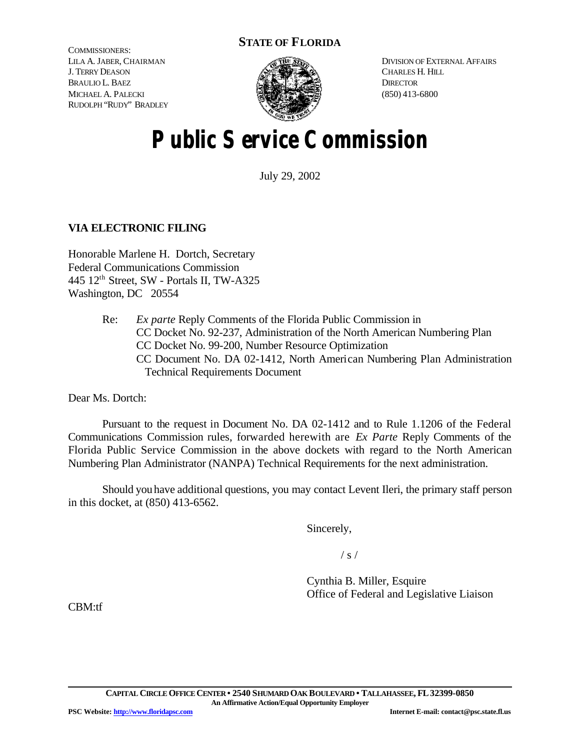**STATE OF FLORIDA**

COMMISSIONERS:
LILA A. JABER, CHAIRMAN
J. TERRY DEASON
BRAULIO L. BAEZ
MICHAEL A. PALECKI
RUDOLPH "RUDY" BRADLEY

DIVISION OF EXTERNAL AFFAIRS
CHARLES H. HILL
DIRECTOR
(850) 413-6800

# Public Service Commission

July 29, 2002

**VIA ELECTRONIC FILING**

Honorable Marlene H. Dortch, Secretary
Federal Communications Commission
445 12th Street, SW - Portals II, TW-A325
Washington, DC 20554

Re: *Ex parte* Reply Comments of the Florida Public Commission in
CC Docket No. 92-237, Administration of the North American Numbering Plan
CC Docket No. 99-200, Number Resource Optimization
CC Document No. DA 02-1412, North American Numbering Plan Administration Technical Requirements Document

Dear Ms. Dortch:

Pursuant to the request in Document No. DA 02-1412 and to Rule 1.1206 of the Federal Communications Commission rules, forwarded herewith are *Ex Parte* Reply Comments of the Florida Public Service Commission in the above dockets with regard to the North American Numbering Plan Administrator (NANPA) Technical Requirements for the next administration.

Should you have additional questions, you may contact Levent Ileri, the primary staff person in this docket, at (850) 413-6562.

Sincerely,

/ s /

Cynthia B. Miller, Esquire
Office of Federal and Legislative Liaison

CBM:tf

**CAPITAL CIRCLE OFFICE CENTER • 2540 SHUMARD OAK BOULEVARD • TALLAHASSEE, FL 32399-0850**
**An Affirmative Action/Equal Opportunity Employer**
**PSC Website: http://www.floridapsc.com** **Internet E-mail: contact@psc.state.fl.us**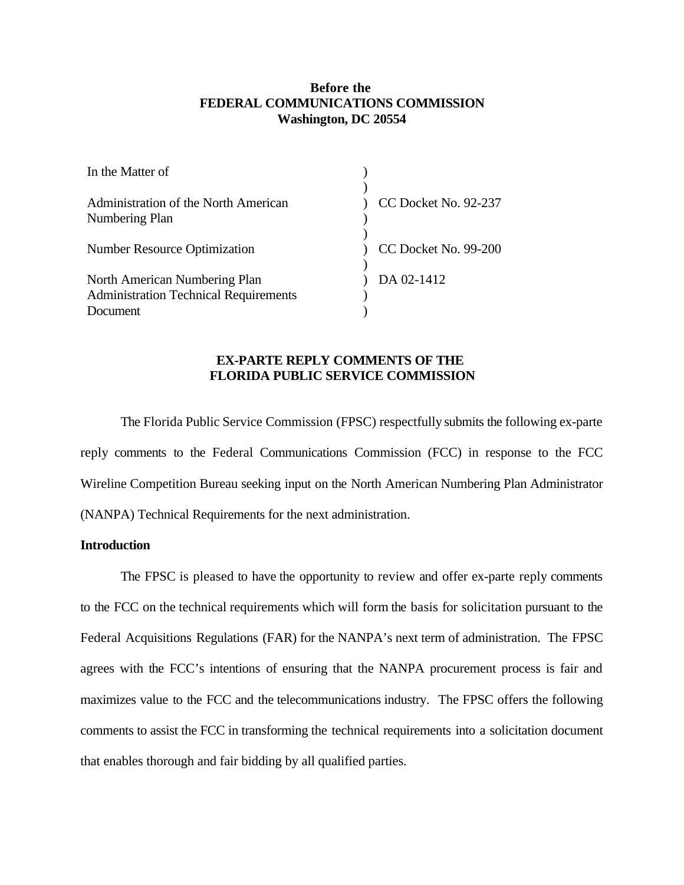**Before the**
**FEDERAL COMMUNICATIONS COMMISSION**
**Washington, DC 20554**

| | | |
|---|---|---|
| In the Matter of | ) | |
| | ) | |
| Administration of the North American Numbering Plan | ) | CC Docket No. 92-237 |
| | ) | |
| Number Resource Optimization | ) | CC Docket No. 99-200 |
| | ) | |
| North American Numbering Plan Administration Technical Requirements Document | ) | DA 02-1412 |

**EX-PARTE REPLY COMMENTS OF THE**
**FLORIDA PUBLIC SERVICE COMMISSION**

The Florida Public Service Commission (FPSC) respectfully submits the following ex-parte reply comments to the Federal Communications Commission (FCC) in response to the FCC Wireline Competition Bureau seeking input on the North American Numbering Plan Administrator (NANPA) Technical Requirements for the next administration.

**Introduction**

The FPSC is pleased to have the opportunity to review and offer ex-parte reply comments to the FCC on the technical requirements which will form the basis for solicitation pursuant to the Federal Acquisitions Regulations (FAR) for the NANPA's next term of administration. The FPSC agrees with the FCC's intentions of ensuring that the NANPA procurement process is fair and maximizes value to the FCC and the telecommunications industry. The FPSC offers the following comments to assist the FCC in transforming the technical requirements into a solicitation document that enables thorough and fair bidding by all qualified parties.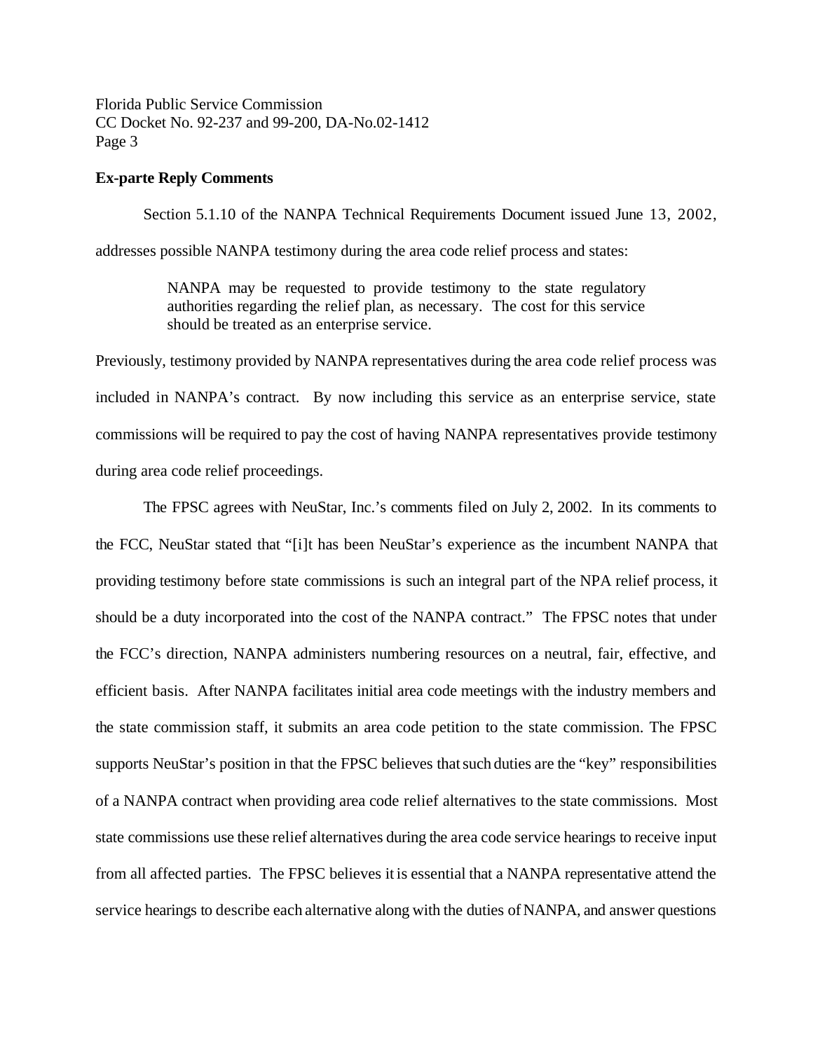**Ex-parte Reply Comments**

Section 5.1.10 of the NANPA Technical Requirements Document issued June 13, 2002, addresses possible NANPA testimony during the area code relief process and states:

> NANPA may be requested to provide testimony to the state regulatory authorities regarding the relief plan, as necessary. The cost for this service should be treated as an enterprise service.

Previously, testimony provided by NANPA representatives during the area code relief process was included in NANPA's contract. By now including this service as an enterprise service, state commissions will be required to pay the cost of having NANPA representatives provide testimony during area code relief proceedings.

The FPSC agrees with NeuStar, Inc.'s comments filed on July 2, 2002. In its comments to the FCC, NeuStar stated that "[i]t has been NeuStar's experience as the incumbent NANPA that providing testimony before state commissions is such an integral part of the NPA relief process, it should be a duty incorporated into the cost of the NANPA contract." The FPSC notes that under the FCC's direction, NANPA administers numbering resources on a neutral, fair, effective, and efficient basis. After NANPA facilitates initial area code meetings with the industry members and the state commission staff, it submits an area code petition to the state commission. The FPSC supports NeuStar's position in that the FPSC believes that such duties are the "key" responsibilities of a NANPA contract when providing area code relief alternatives to the state commissions. Most state commissions use these relief alternatives during the area code service hearings to receive input from all affected parties. The FPSC believes it is essential that a NANPA representative attend the service hearings to describe each alternative along with the duties of NANPA, and answer questions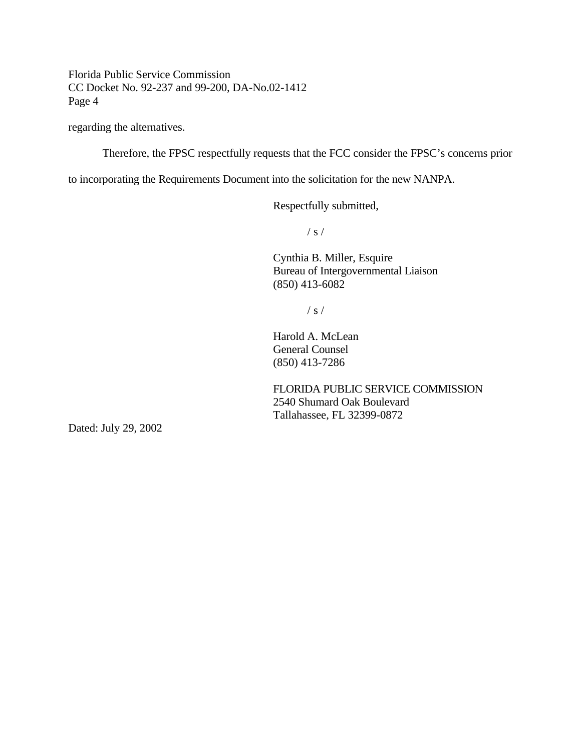regarding the alternatives.

Therefore, the FPSC respectfully requests that the FCC consider the FPSC's concerns prior to incorporating the Requirements Document into the solicitation for the new NANPA.

Respectfully submitted,

/ s /

Cynthia B. Miller, Esquire
Bureau of Intergovernmental Liaison
(850) 413-6082

/ s /

Harold A. McLean
General Counsel
(850) 413-7286

FLORIDA PUBLIC SERVICE COMMISSION
2540 Shumard Oak Boulevard
Tallahassee, FL 32399-0872

Dated: July 29, 2002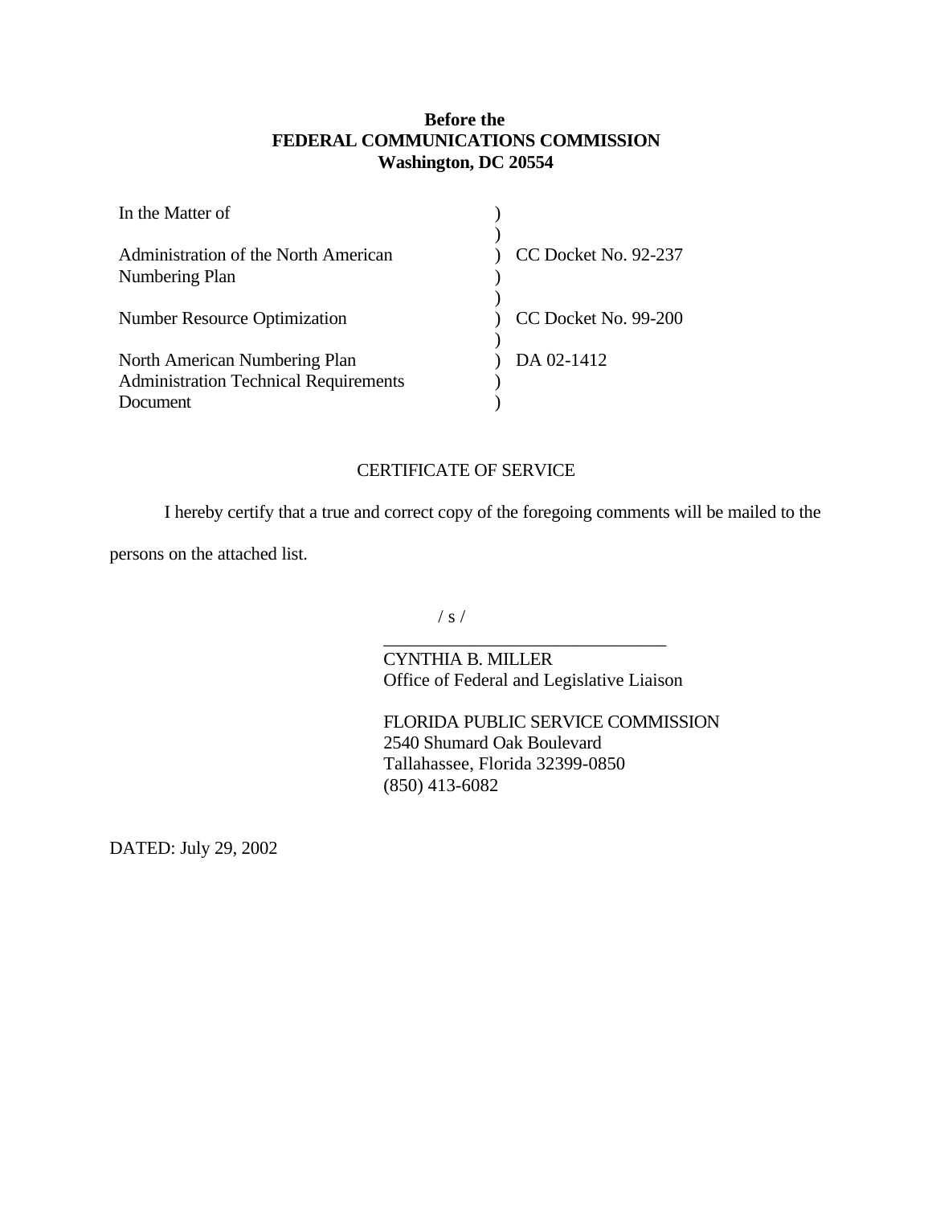**Before the**
**FEDERAL COMMUNICATIONS COMMISSION**
**Washington, DC 20554**

| | | |
|---|---|---|
| In the Matter of | ) | |
| | ) | |
| Administration of the North American Numbering Plan | ) | CC Docket No. 92-237 |
| | ) | |
| Number Resource Optimization | ) | CC Docket No. 99-200 |
| | ) | |
| North American Numbering Plan Administration Technical Requirements Document | ) | DA 02-1412 |

CERTIFICATE OF SERVICE

I hereby certify that a true and correct copy of the foregoing comments will be mailed to the persons on the attached list.

/ s /

\_\_\_\_\_\_\_\_\_\_\_\_\_\_\_\_\_\_\_\_\_\_\_\_\_\_\_\_\_\_\_\_

CYNTHIA B. MILLER
Office of Federal and Legislative Liaison

FLORIDA PUBLIC SERVICE COMMISSION
2540 Shumard Oak Boulevard
Tallahassee, Florida 32399-0850
(850) 413-6082

DATED: July 29, 2002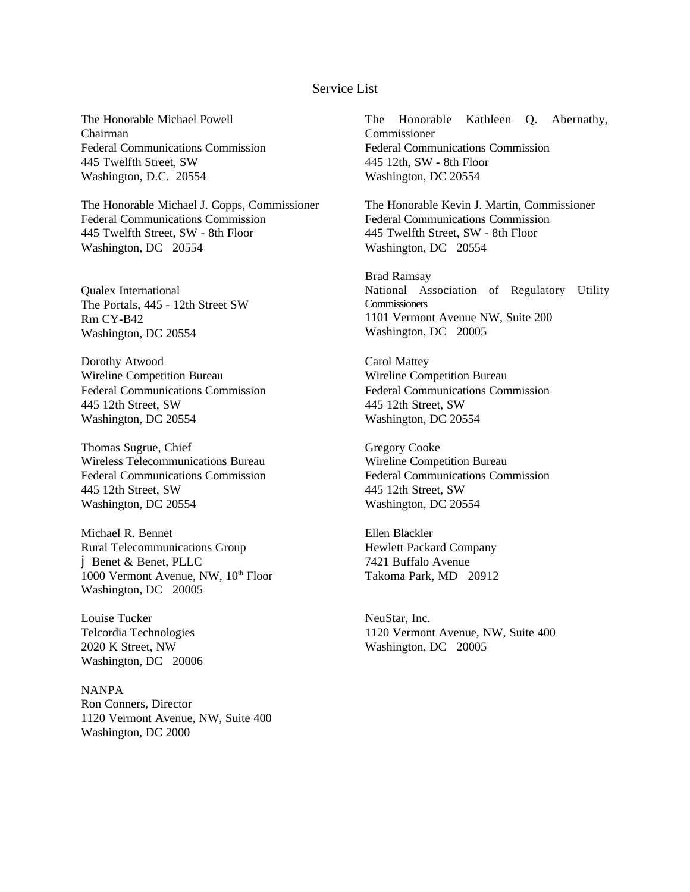# Service List

The Honorable Michael Powell
Chairman
Federal Communications Commission
445 Twelfth Street, SW
Washington, D.C. 20554

The Honorable Kathleen Q. Abernathy, Commissioner
Federal Communications Commission
445 12th, SW - 8th Floor
Washington, DC 20554

The Honorable Michael J. Copps, Commissioner
Federal Communications Commission
445 Twelfth Street, SW - 8th Floor
Washington, DC 20554

The Honorable Kevin J. Martin, Commissioner
Federal Communications Commission
445 Twelfth Street, SW - 8th Floor
Washington, DC 20554

Qualex International
The Portals, 445 - 12th Street SW
Rm CY-B42
Washington, DC 20554

Brad Ramsay
National Association of Regulatory Utility Commissioners
1101 Vermont Avenue NW, Suite 200
Washington, DC 20005

Dorothy Atwood
Wireline Competition Bureau
Federal Communications Commission
445 12th Street, SW
Washington, DC 20554

Carol Mattey
Wireline Competition Bureau
Federal Communications Commission
445 12th Street, SW
Washington, DC 20554

Thomas Sugrue, Chief
Wireless Telecommunications Bureau
Federal Communications Commission
445 12th Street, SW
Washington, DC 20554

Gregory Cooke
Wireline Competition Bureau
Federal Communications Commission
445 12th Street, SW
Washington, DC 20554

Michael R. Bennet
Rural Telecommunications Group
j Benet & Benet, PLLC
1000 Vermont Avenue, NW, 10th Floor
Washington, DC 20005

Ellen Blackler
Hewlett Packard Company
7421 Buffalo Avenue
Takoma Park, MD 20912

Louise Tucker
Telcordia Technologies
2020 K Street, NW
Washington, DC 20006

NeuStar, Inc.
1120 Vermont Avenue, NW, Suite 400
Washington, DC 20005

NANPA
Ron Conners, Director
1120 Vermont Avenue, NW, Suite 400
Washington, DC 2000